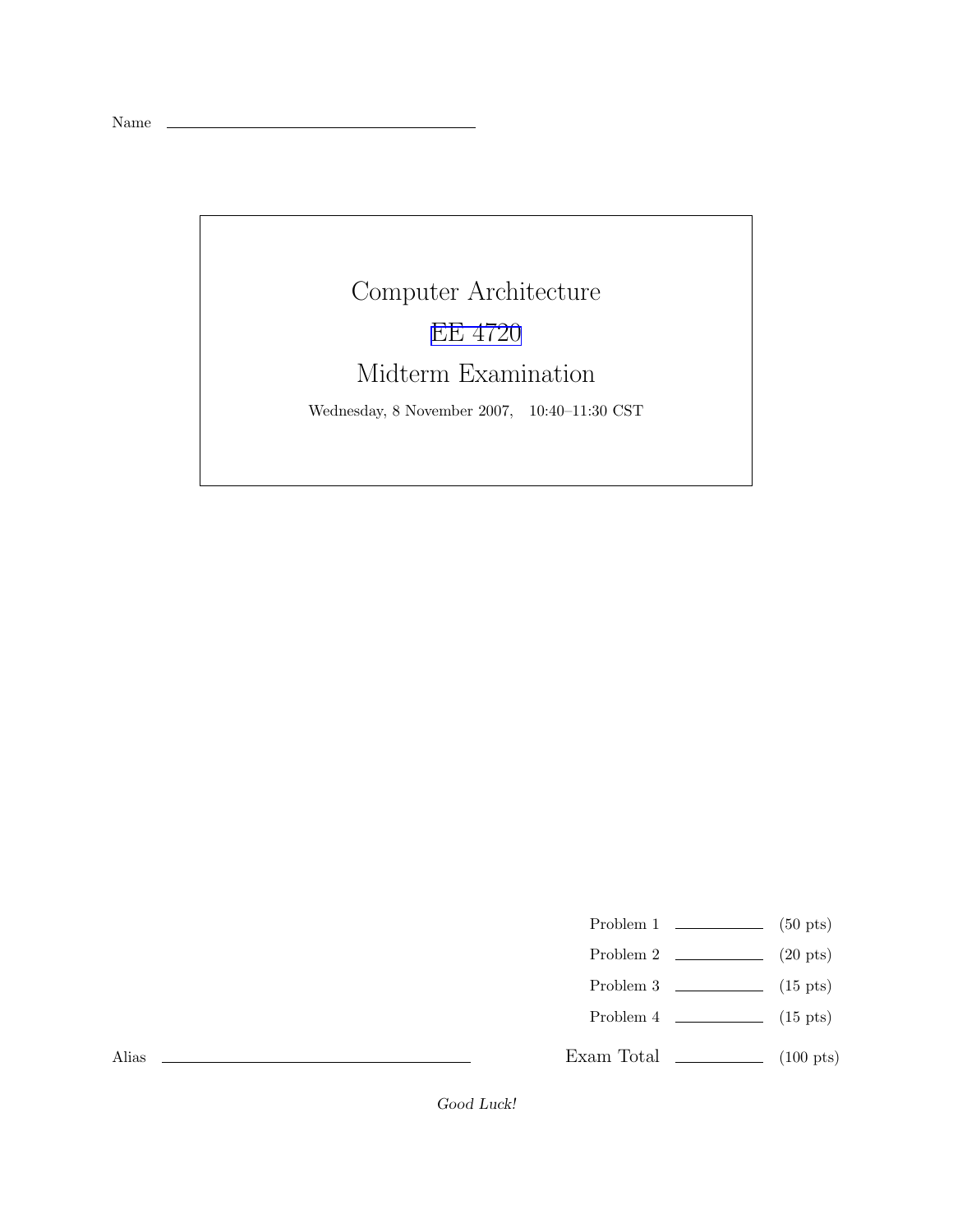Name \_\_\_\_\_\_\_\_\_\_\_\_\_\_\_\_\_\_\_\_\_\_\_\_\_\_\_\_\_\_\_\_\_\_

# Computer Architecture

## EE 4720

## Midterm Examination

Wednesday, 8 November 2007, 10:40–11:30 CST

| | | |
|---|---|---|
| Problem 1 | \_\_\_\_\_\_\_\_\_\_ | (50 pts) |
| Problem 2 | \_\_\_\_\_\_\_\_\_\_ | (20 pts) |
| Problem 3 | \_\_\_\_\_\_\_\_\_\_ | (15 pts) |
| Problem 4 | \_\_\_\_\_\_\_\_\_\_ | (15 pts) |
| Exam Total | \_\_\_\_\_\_\_\_\_\_ | (100 pts) |

Alias \_\_\_\_\_\_\_\_\_\_\_\_\_\_\_\_\_\_\_\_\_\_\_\_\_\_\_\_\_\_\_\_\_\_

*Good Luck!*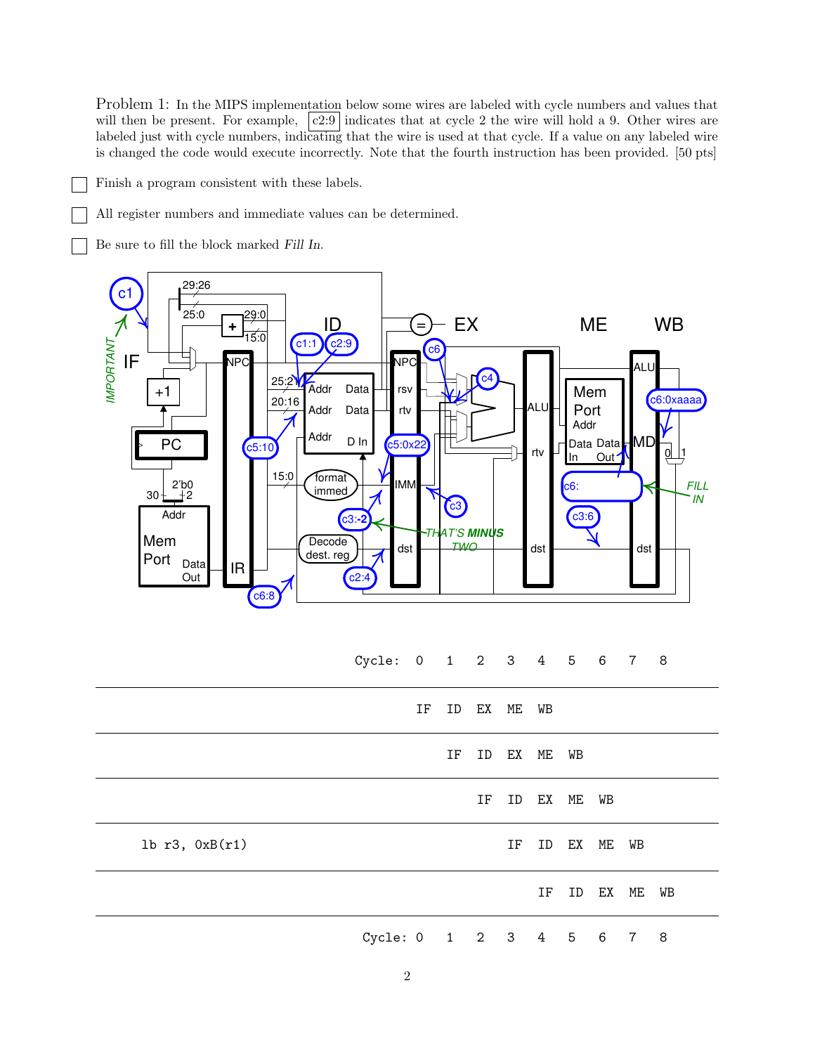Problem 1: In the MIPS implementation below some wires are labeled with cycle numbers and values that will then be present. For example, c2:9 indicates that at cycle 2 the wire will hold a 9. Other wires are labeled just with cycle numbers, indicating that the wire is used at that cycle. If a value on any labeled wire is changed the code would execute incorrectly. Note that the fourth instruction has been provided. [50 pts]

☐ Finish a program consistent with these labels.

☐ All register numbers and immediate values can be determined.

☐ Be sure to fill the block marked *Fill In*.

```
                          Cycle:  0    1    2    3    4    5    6    7    8
---------------------------------------------------------------------------
                                  IF   ID   EX   ME   WB
---------------------------------------------------------------------------
                                       IF   ID   EX   ME   WB
---------------------------------------------------------------------------
                                            IF   ID   EX   ME   WB
---------------------------------------------------------------------------
     lb r3, 0xB(r1)                              IF   ID   EX   ME   WB
---------------------------------------------------------------------------
                                                      IF   ID   EX   ME   WB
---------------------------------------------------------------------------
                          Cycle:  0    1    2    3    4    5    6    7    8
```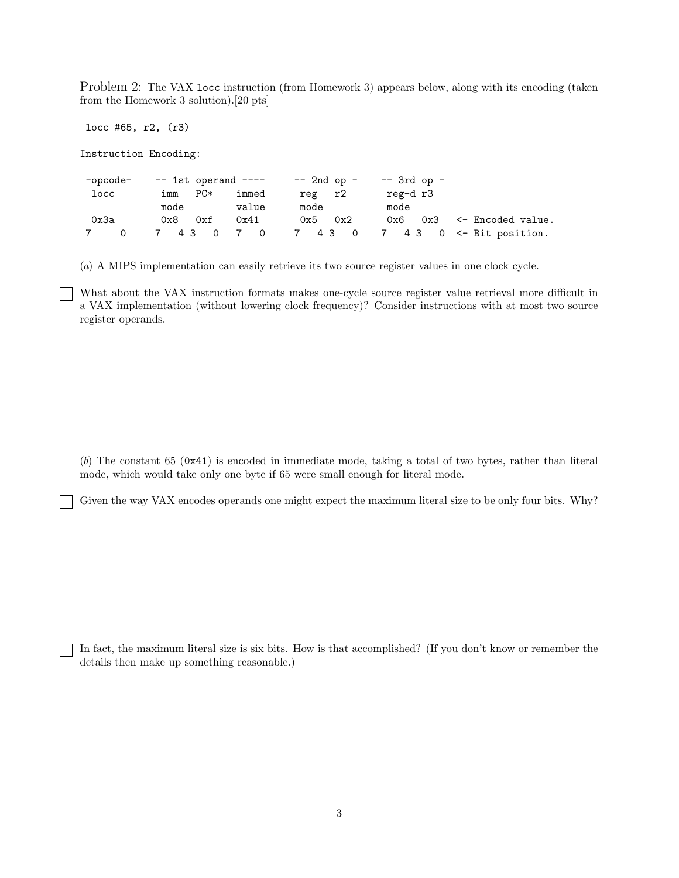Problem 2: The VAX `locc` instruction (from Homework 3) appears below, along with its encoding (taken from the Homework 3 solution).[20 pts]

```
 locc #65, r2, (r3)

Instruction Encoding:

 -opcode-    -- 1st operand ----     -- 2nd op -    -- 3rd op -
  locc        imm   PC*    immed      reg   r2       reg-d r3
              mode         value      mode           mode
  0x3a        0x8   0xf    0x41       0x5   0x2      0x6   0x3   <- Encoded value.
 7     0     7   4 3   0  7   0      7   4 3   0    7   4 3   0  <- Bit position.
```

(*a*) A MIPS implementation can easily retrieve its two source register values in one clock cycle.

☐ What about the VAX instruction formats makes one-cycle source register value retrieval more difficult in a VAX implementation (without lowering clock frequency)? Consider instructions with at most two source register operands.

(*b*) The constant 65 (`0x41`) is encoded in immediate mode, taking a total of two bytes, rather than literal mode, which would take only one byte if 65 were small enough for literal mode.

☐ Given the way VAX encodes operands one might expect the maximum literal size to be only four bits. Why?

☐ In fact, the maximum literal size is six bits. How is that accomplished? (If you don't know or remember the details then make up something reasonable.)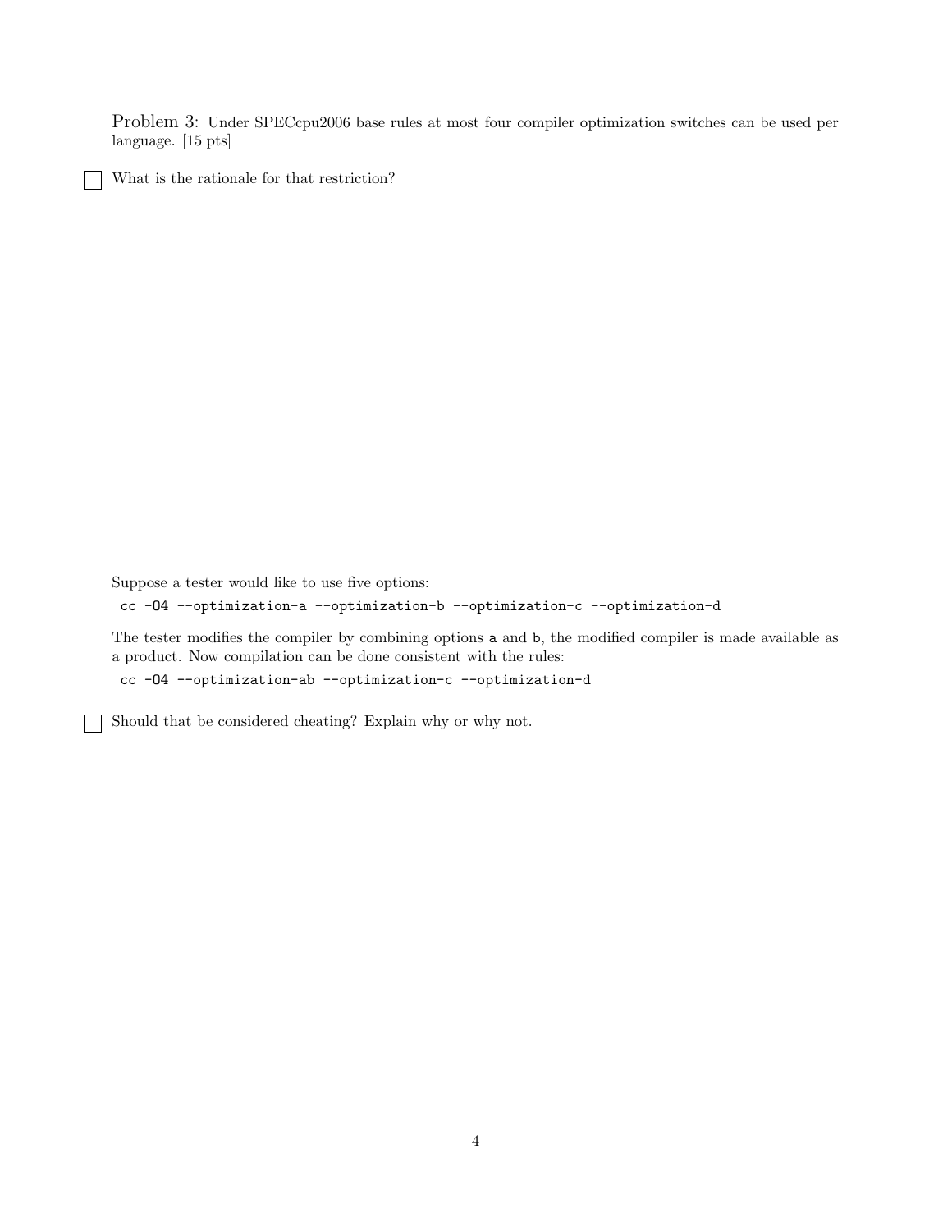Problem 3: Under SPECcpu2006 base rules at most four compiler optimization switches can be used per language. [15 pts]

☐ What is the rationale for that restriction?

Suppose a tester would like to use five options:

```
cc -O4 --optimization-a --optimization-b --optimization-c --optimization-d
```

The tester modifies the compiler by combining options `a` and `b`, the modified compiler is made available as a product. Now compilation can be done consistent with the rules:

```
cc -O4 --optimization-ab --optimization-c --optimization-d
```

☐ Should that be considered cheating? Explain why or why not.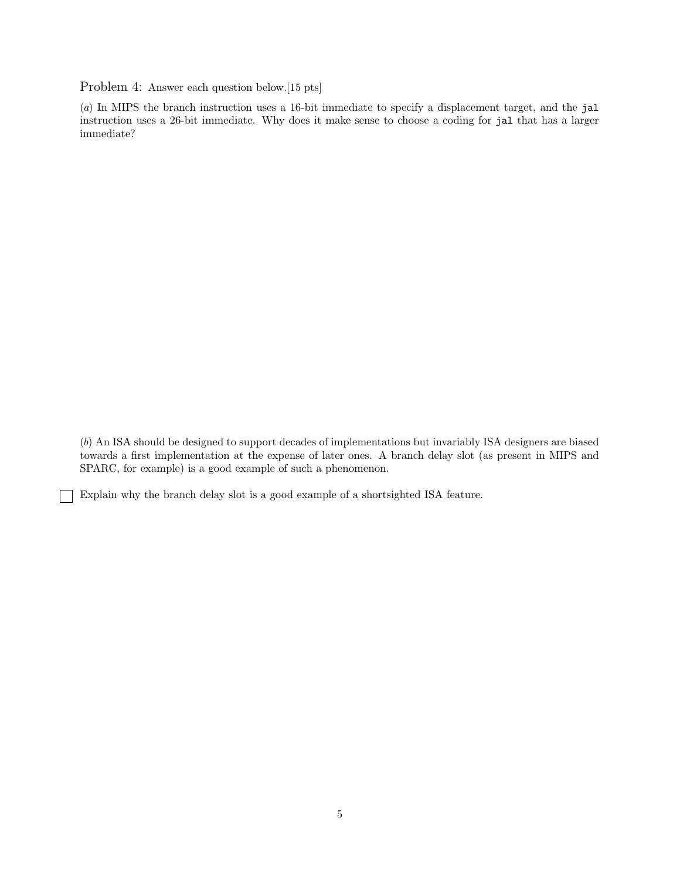Problem 4: Answer each question below.[15 pts]

(*a*) In MIPS the branch instruction uses a 16-bit immediate to specify a displacement target, and the `jal` instruction uses a 26-bit immediate. Why does it make sense to choose a coding for `jal` that has a larger immediate?

(*b*) An ISA should be designed to support decades of implementations but invariably ISA designers are biased towards a first implementation at the expense of later ones. A branch delay slot (as present in MIPS and SPARC, for example) is a good example of such a phenomenon.

☐ Explain why the branch delay slot is a good example of a shortsighted ISA feature.